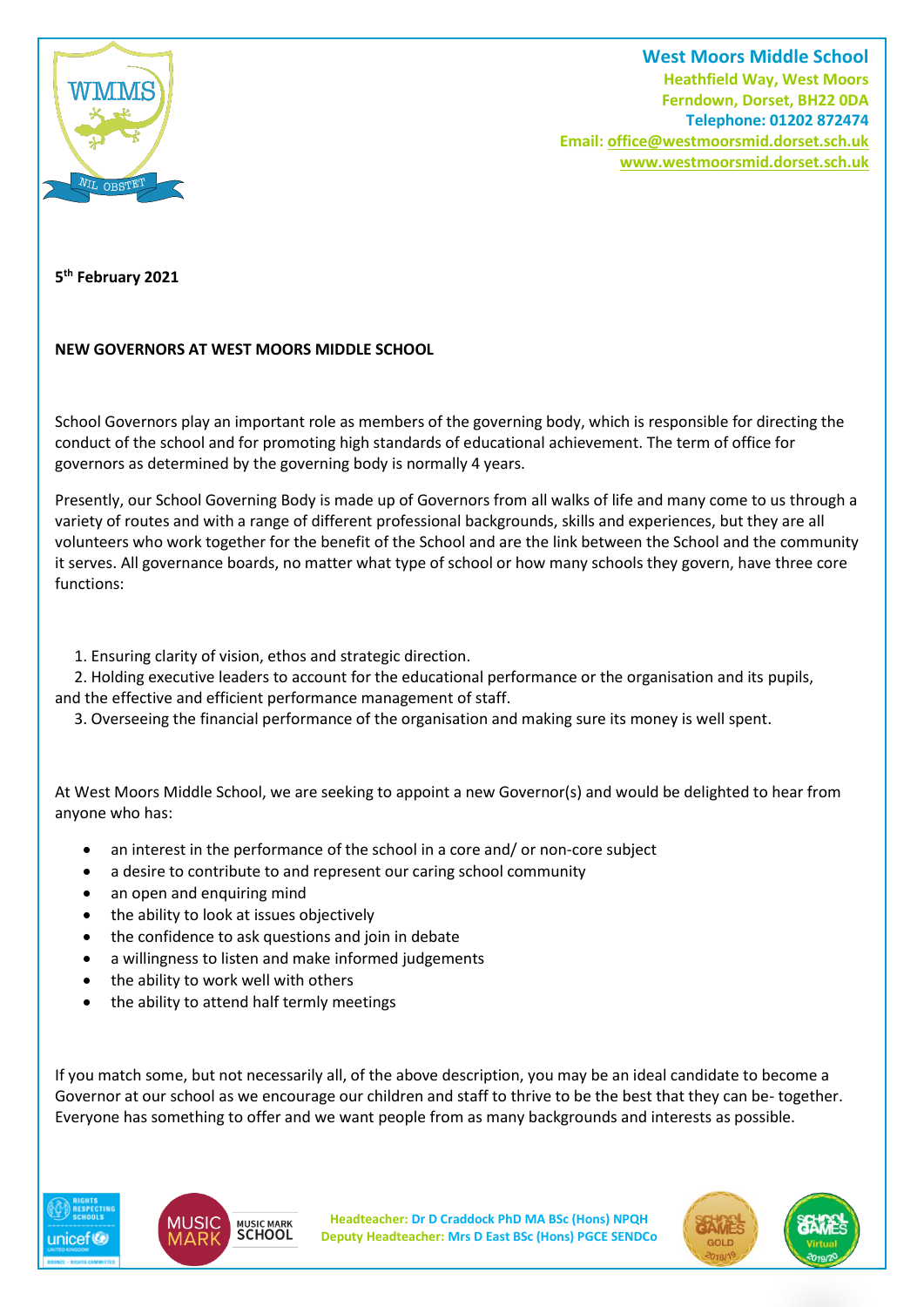**West Moors Middle School**
**Heathfield Way, West Moors**
**Ferndown, Dorset, BH22 0DA**
**Telephone: 01202 872474**
**Email: office@westmoorsmid.dorset.sch.uk**
**www.westmoorsmid.dorset.sch.uk**

**5th February 2021**

**NEW GOVERNORS AT WEST MOORS MIDDLE SCHOOL**

School Governors play an important role as members of the governing body, which is responsible for directing the conduct of the school and for promoting high standards of educational achievement. The term of office for governors as determined by the governing body is normally 4 years.

Presently, our School Governing Body is made up of Governors from all walks of life and many come to us through a variety of routes and with a range of different professional backgrounds, skills and experiences, but they are all volunteers who work together for the benefit of the School and are the link between the School and the community it serves. All governance boards, no matter what type of school or how many schools they govern, have three core functions:

1. Ensuring clarity of vision, ethos and strategic direction.
2. Holding executive leaders to account for the educational performance or the organisation and its pupils, and the effective and efficient performance management of staff.
3. Overseeing the financial performance of the organisation and making sure its money is well spent.

At West Moors Middle School, we are seeking to appoint a new Governor(s) and would be delighted to hear from anyone who has:

- an interest in the performance of the school in a core and/ or non-core subject
- a desire to contribute to and represent our caring school community
- an open and enquiring mind
- the ability to look at issues objectively
- the confidence to ask questions and join in debate
- a willingness to listen and make informed judgements
- the ability to work well with others
- the ability to attend half termly meetings

If you match some, but not necessarily all, of the above description, you may be an ideal candidate to become a Governor at our school as we encourage our children and staff to thrive to be the best that they can be- together. Everyone has something to offer and we want people from as many backgrounds and interests as possible.

**Headteacher: Dr D Craddock PhD MA BSc (Hons) NPQH**
**Deputy Headteacher: Mrs D East BSc (Hons) PGCE SENDCo**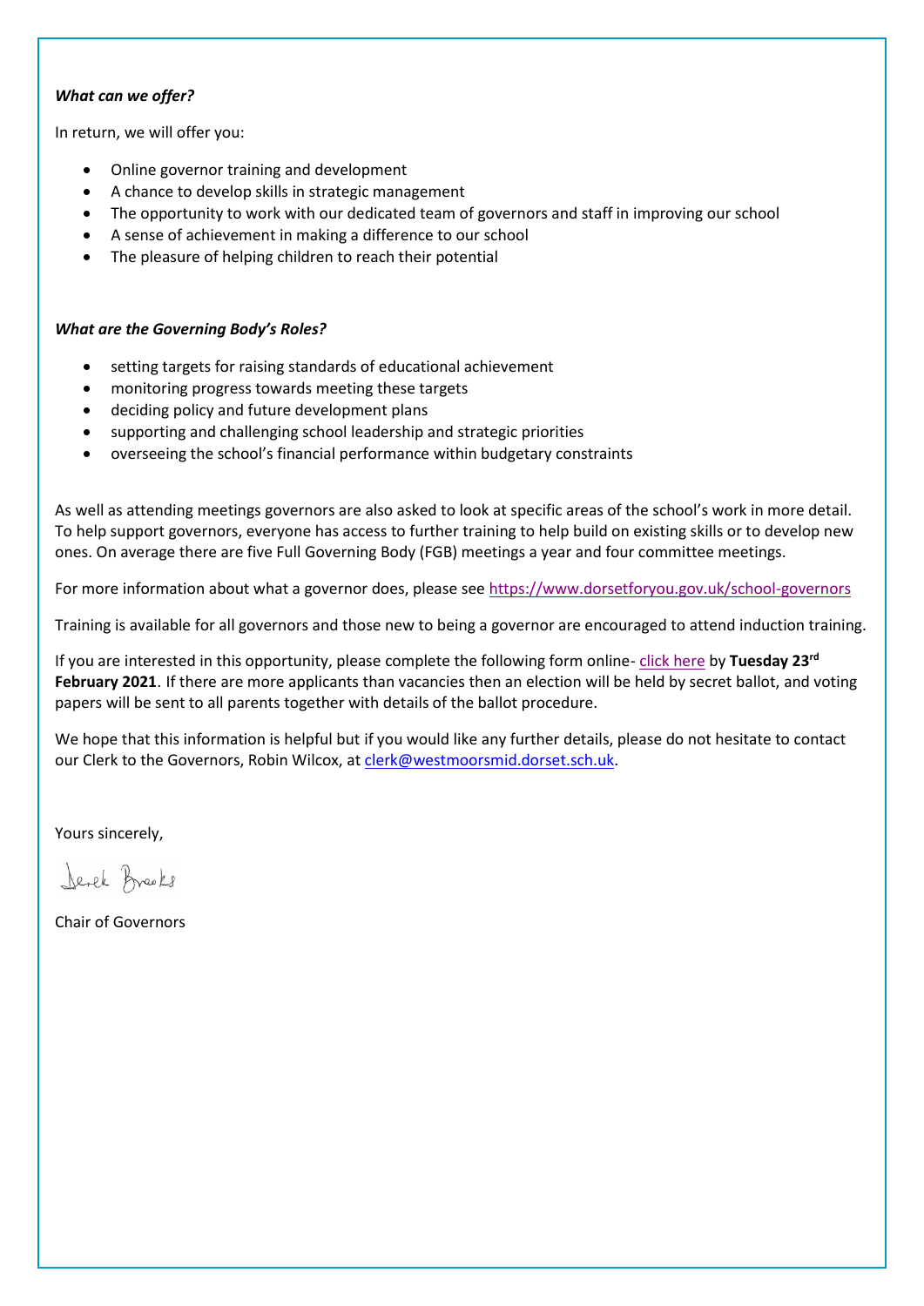***What can we offer?***

In return, we will offer you:

- Online governor training and development
- A chance to develop skills in strategic management
- The opportunity to work with our dedicated team of governors and staff in improving our school
- A sense of achievement in making a difference to our school
- The pleasure of helping children to reach their potential

***What are the Governing Body's Roles?***

- setting targets for raising standards of educational achievement
- monitoring progress towards meeting these targets
- deciding policy and future development plans
- supporting and challenging school leadership and strategic priorities
- overseeing the school's financial performance within budgetary constraints

As well as attending meetings governors are also asked to look at specific areas of the school's work in more detail. To help support governors, everyone has access to further training to help build on existing skills or to develop new ones. On average there are five Full Governing Body (FGB) meetings a year and four committee meetings.

For more information about what a governor does, please see https://www.dorsetforyou.gov.uk/school-governors

Training is available for all governors and those new to being a governor are encouraged to attend induction training.

If you are interested in this opportunity, please complete the following form online- click here by **Tuesday 23rd February 2021**. If there are more applicants than vacancies then an election will be held by secret ballot, and voting papers will be sent to all parents together with details of the ballot procedure.

We hope that this information is helpful but if you would like any further details, please do not hesitate to contact our Clerk to the Governors, Robin Wilcox, at clerk@westmoorsmid.dorset.sch.uk.

Yours sincerely,

Derek Brooks

Chair of Governors